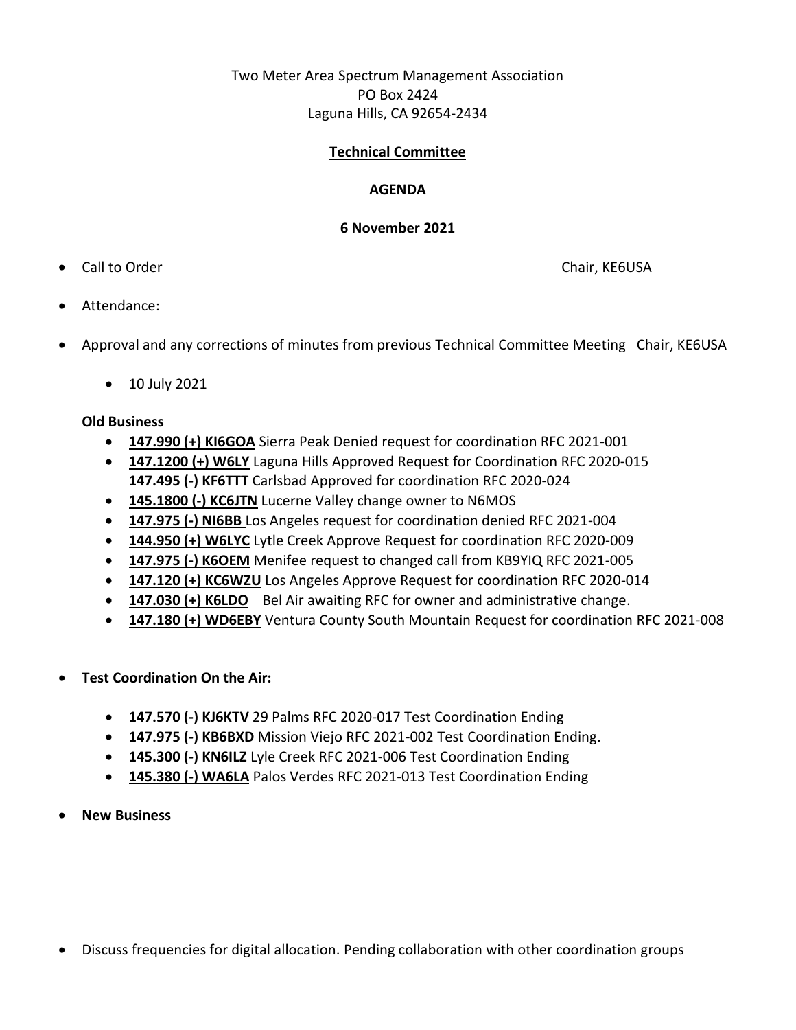Two Meter Area Spectrum Management Association
PO Box 2424
Laguna Hills, CA 92654-2434

**Technical Committee**

**AGENDA**

**6 November 2021**

- Call to Order — Chair, KE6USA
- Attendance:
- Approval and any corrections of minutes from previous Technical Committee Meeting — Chair, KE6USA
  - 10 July 2021

**Old Business**

- **147.990 (+) KI6GOA** Sierra Peak Denied request for coordination RFC 2021-001
- **147.1200 (+) W6LY** Laguna Hills Approved Request for Coordination RFC 2020-015
  **147.495 (-) KF6TTT** Carlsbad Approved for coordination RFC 2020-024
- **145.1800 (-) KC6JTN** Lucerne Valley change owner to N6MOS
- **147.975 (-) NI6BB** Los Angeles request for coordination denied RFC 2021-004
- **144.950 (+) W6LYC** Lytle Creek Approve Request for coordination RFC 2020-009
- **147.975 (-) K6OEM** Menifee request to changed call from KB9YIQ RFC 2021-005
- **147.120 (+) KC6WZU** Los Angeles Approve Request for coordination RFC 2020-014
- **147.030 (+) K6LDO** Bel Air awaiting RFC for owner and administrative change.
- **147.180 (+) WD6EBY** Ventura County South Mountain Request for coordination RFC 2021-008

- **Test Coordination On the Air:**
  - **147.570 (-) KJ6KTV** 29 Palms RFC 2020-017 Test Coordination Ending
  - **147.975 (-) KB6BXD** Mission Viejo RFC 2021-002 Test Coordination Ending.
  - **145.300 (-) KN6ILZ** Lyle Creek RFC 2021-006 Test Coordination Ending
  - **145.380 (-) WA6LA** Palos Verdes RFC 2021-013 Test Coordination Ending

- **New Business**

- Discuss frequencies for digital allocation. Pending collaboration with other coordination groups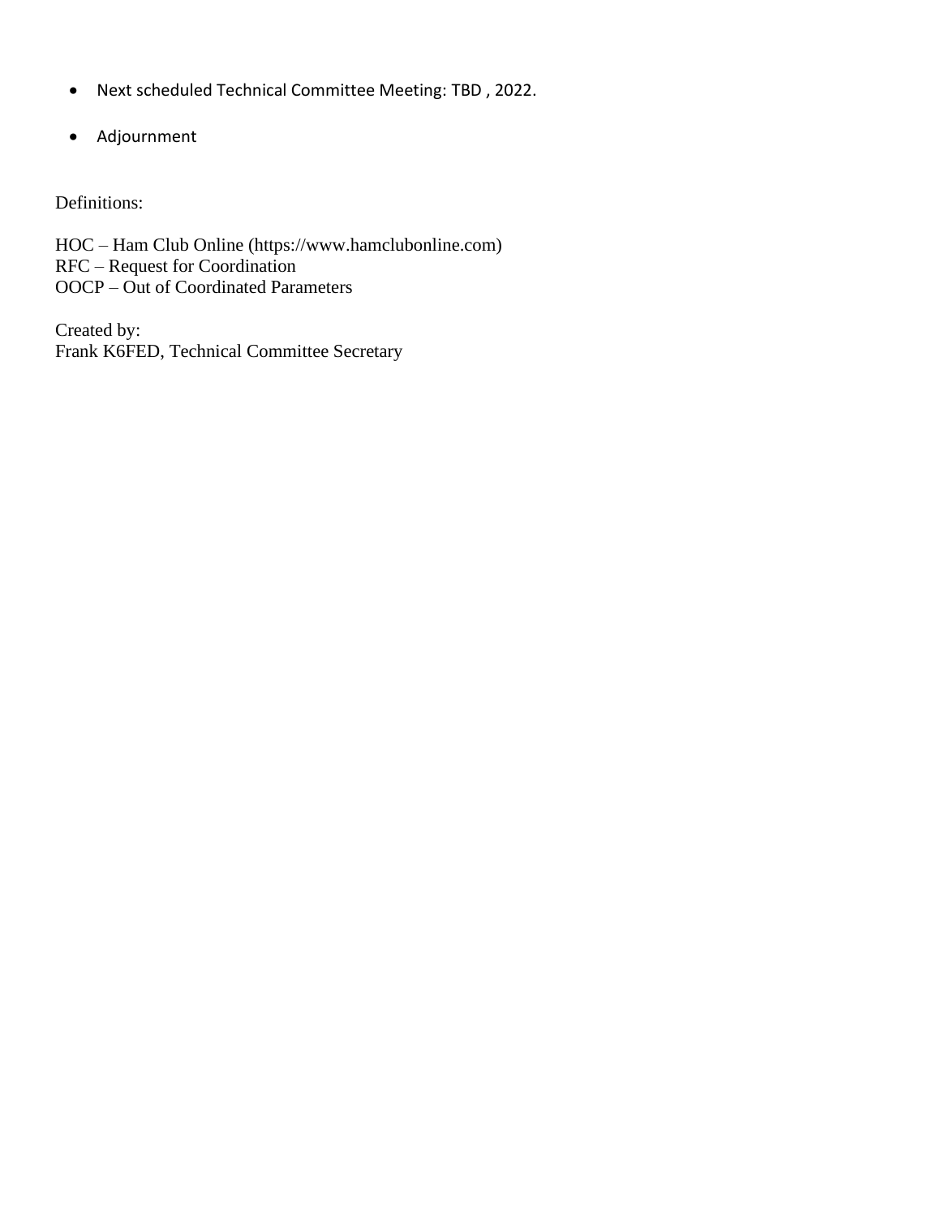- Next scheduled Technical Committee Meeting: TBD , 2022.
- Adjournment

Definitions:

HOC – Ham Club Online (https://www.hamclubonline.com)
RFC – Request for Coordination
OOCP – Out of Coordinated Parameters

Created by:
Frank K6FED, Technical Committee Secretary